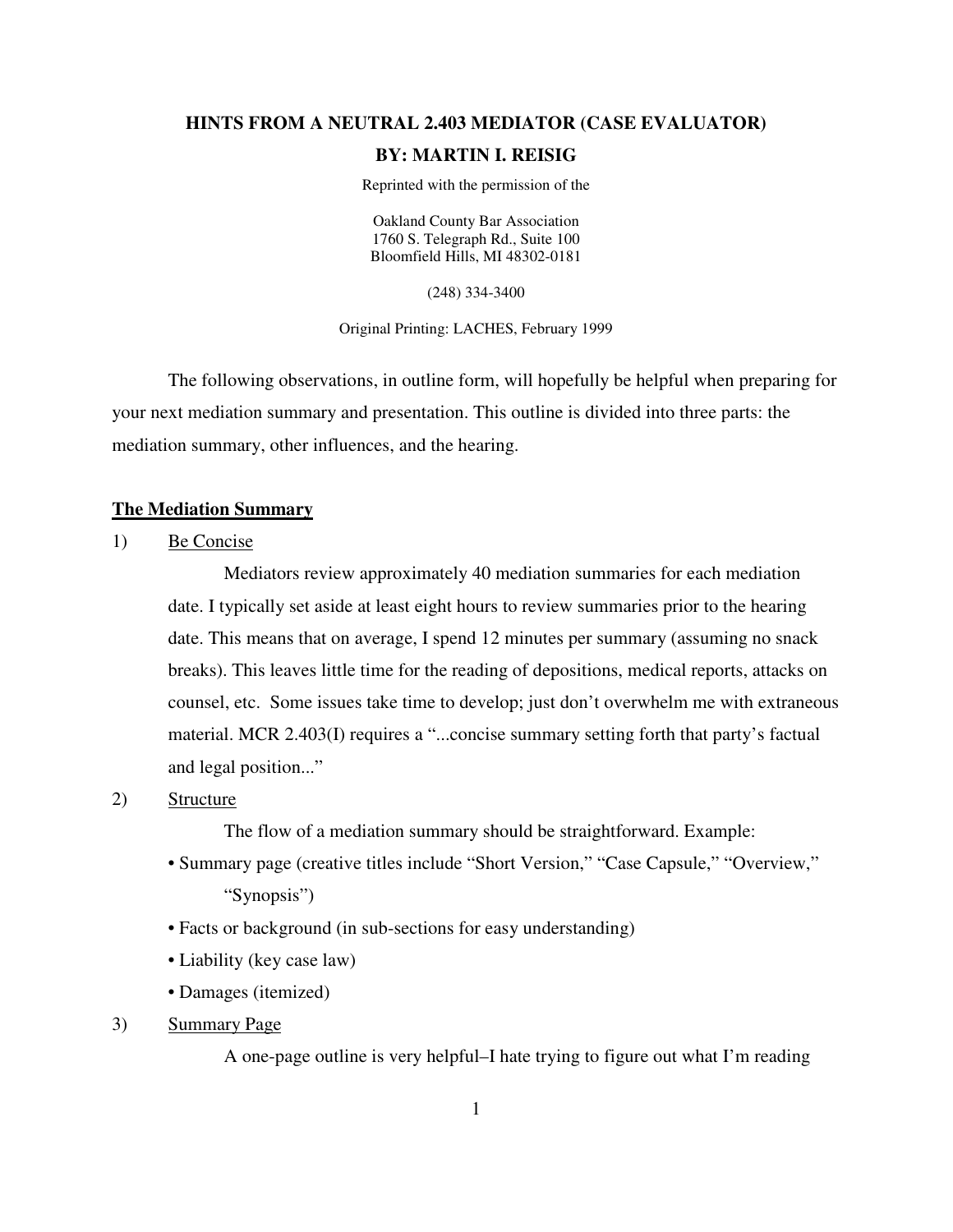# HINTS FROM A NEUTRAL 2.403 MEDIATOR (CASE EVALUATOR)

## BY: MARTIN I. REISIG

Reprinted with the permission of the

Oakland County Bar Association
1760 S. Telegraph Rd., Suite 100
Bloomfield Hills, MI 48302-0181

(248) 334-3400

Original Printing: LACHES, February 1999

The following observations, in outline form, will hopefully be helpful when preparing for your next mediation summary and presentation. This outline is divided into three parts: the mediation summary, other influences, and the hearing.

## The Mediation Summary

1) Be Concise

Mediators review approximately 40 mediation summaries for each mediation date. I typically set aside at least eight hours to review summaries prior to the hearing date. This means that on average, I spend 12 minutes per summary (assuming no snack breaks). This leaves little time for the reading of depositions, medical reports, attacks on counsel, etc. Some issues take time to develop; just don't overwhelm me with extraneous material. MCR 2.403(I) requires a "...concise summary setting forth that party's factual and legal position..."

2) Structure

The flow of a mediation summary should be straightforward. Example:

- Summary page (creative titles include "Short Version," "Case Capsule," "Overview," "Synopsis")
- Facts or background (in sub-sections for easy understanding)
- Liability (key case law)
- Damages (itemized)

3) Summary Page

A one-page outline is very helpful–I hate trying to figure out what I'm reading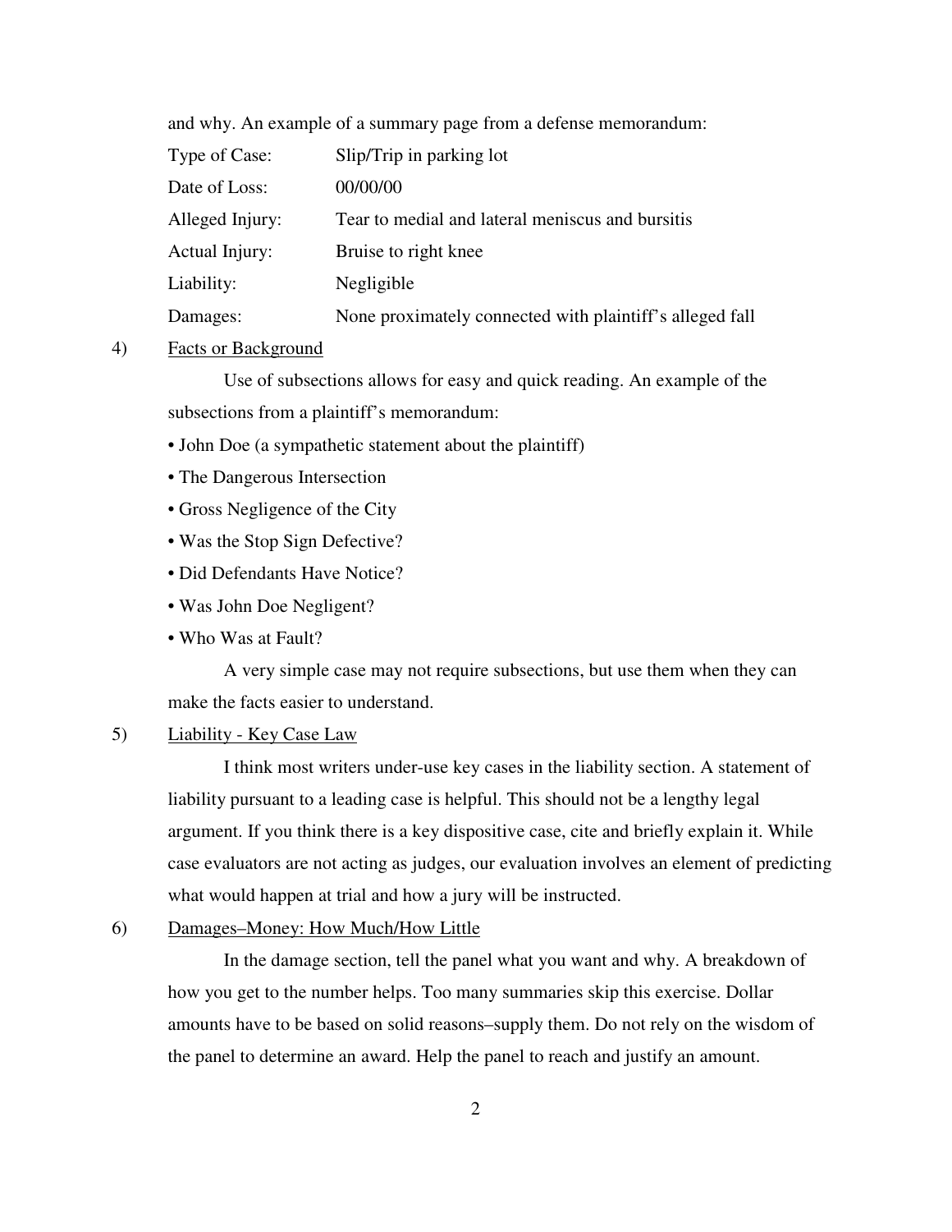and why. An example of a summary page from a defense memorandum:

| | |
|---|---|
| Type of Case: | Slip/Trip in parking lot |
| Date of Loss: | 00/00/00 |
| Alleged Injury: | Tear to medial and lateral meniscus and bursitis |
| Actual Injury: | Bruise to right knee |
| Liability: | Negligible |
| Damages: | None proximately connected with plaintiff's alleged fall |

4) Facts or Background

Use of subsections allows for easy and quick reading. An example of the subsections from a plaintiff's memorandum:

- John Doe (a sympathetic statement about the plaintiff)
- The Dangerous Intersection
- Gross Negligence of the City
- Was the Stop Sign Defective?
- Did Defendants Have Notice?
- Was John Doe Negligent?
- Who Was at Fault?

A very simple case may not require subsections, but use them when they can make the facts easier to understand.

5) Liability - Key Case Law

I think most writers under-use key cases in the liability section. A statement of liability pursuant to a leading case is helpful. This should not be a lengthy legal argument. If you think there is a key dispositive case, cite and briefly explain it. While case evaluators are not acting as judges, our evaluation involves an element of predicting what would happen at trial and how a jury will be instructed.

6) Damages–Money: How Much/How Little

In the damage section, tell the panel what you want and why. A breakdown of how you get to the number helps. Too many summaries skip this exercise. Dollar amounts have to be based on solid reasons–supply them. Do not rely on the wisdom of the panel to determine an award. Help the panel to reach and justify an amount.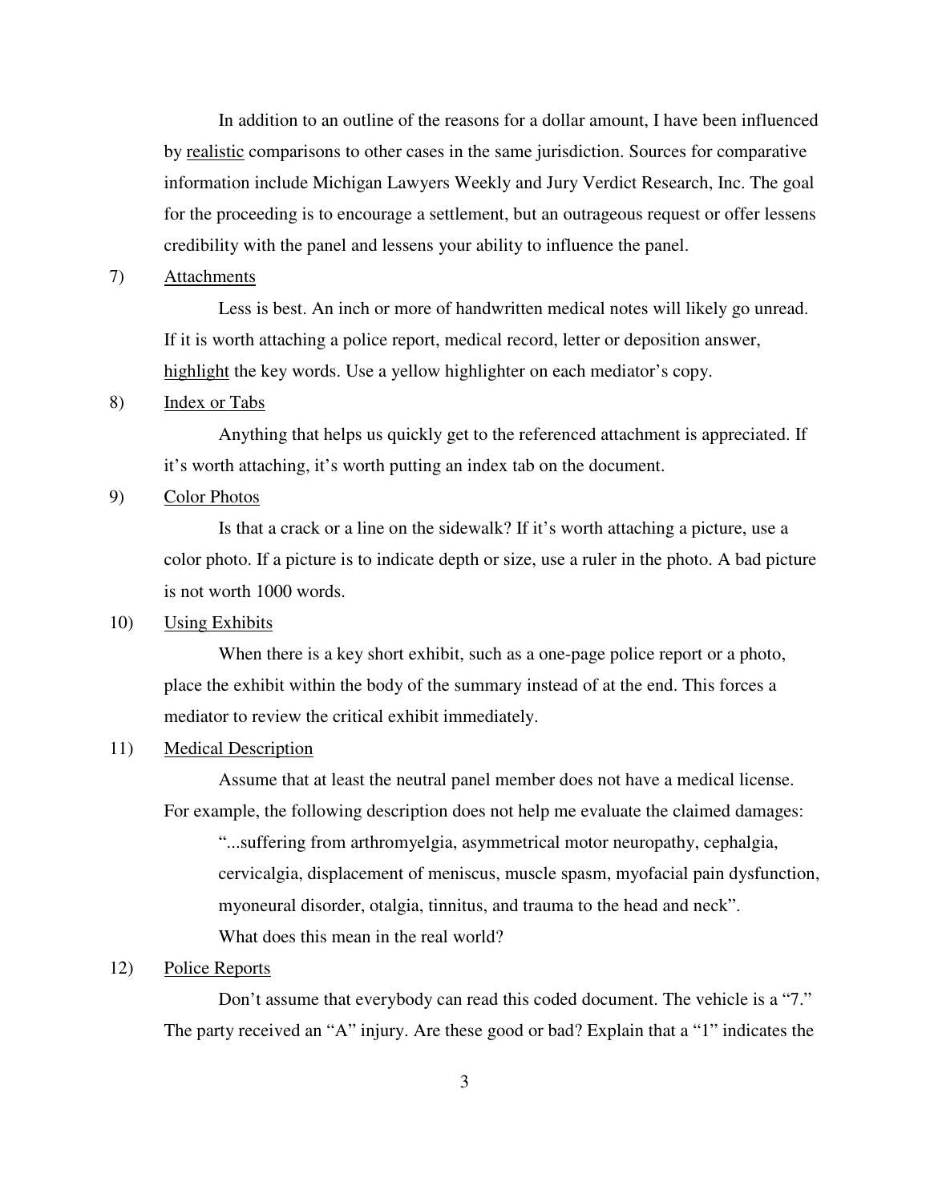In addition to an outline of the reasons for a dollar amount, I have been influenced by realistic comparisons to other cases in the same jurisdiction. Sources for comparative information include Michigan Lawyers Weekly and Jury Verdict Research, Inc. The goal for the proceeding is to encourage a settlement, but an outrageous request or offer lessens credibility with the panel and lessens your ability to influence the panel.

7) Attachments

Less is best. An inch or more of handwritten medical notes will likely go unread. If it is worth attaching a police report, medical record, letter or deposition answer, highlight the key words. Use a yellow highlighter on each mediator's copy.

8) Index or Tabs

Anything that helps us quickly get to the referenced attachment is appreciated. If it's worth attaching, it's worth putting an index tab on the document.

9) Color Photos

Is that a crack or a line on the sidewalk? If it's worth attaching a picture, use a color photo. If a picture is to indicate depth or size, use a ruler in the photo. A bad picture is not worth 1000 words.

10) Using Exhibits

When there is a key short exhibit, such as a one-page police report or a photo, place the exhibit within the body of the summary instead of at the end. This forces a mediator to review the critical exhibit immediately.

11) Medical Description

Assume that at least the neutral panel member does not have a medical license. For example, the following description does not help me evaluate the claimed damages:

> "...suffering from arthromyelgia, asymmetrical motor neuropathy, cephalgia, cervicalgia, displacement of meniscus, muscle spasm, myofacial pain dysfunction, myoneural disorder, otalgia, tinnitus, and trauma to the head and neck".
>
> What does this mean in the real world?

12) Police Reports

Don't assume that everybody can read this coded document. The vehicle is a "7." The party received an "A" injury. Are these good or bad? Explain that a "1" indicates the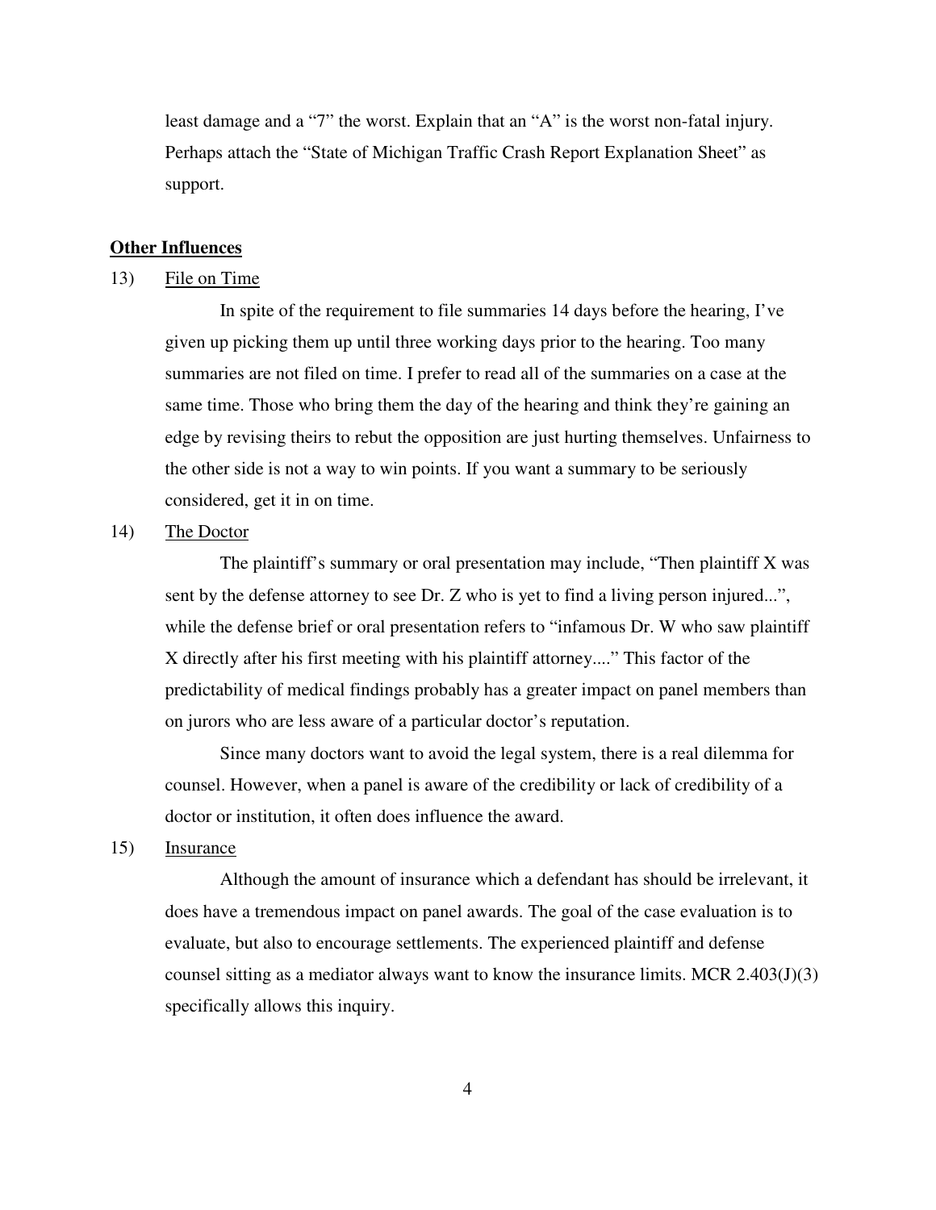least damage and a "7" the worst. Explain that an "A" is the worst non-fatal injury. Perhaps attach the "State of Michigan Traffic Crash Report Explanation Sheet" as support.

## Other Influences

13) File on Time

In spite of the requirement to file summaries 14 days before the hearing, I've given up picking them up until three working days prior to the hearing. Too many summaries are not filed on time. I prefer to read all of the summaries on a case at the same time. Those who bring them the day of the hearing and think they're gaining an edge by revising theirs to rebut the opposition are just hurting themselves. Unfairness to the other side is not a way to win points. If you want a summary to be seriously considered, get it in on time.

14) The Doctor

The plaintiff's summary or oral presentation may include, "Then plaintiff X was sent by the defense attorney to see Dr. Z who is yet to find a living person injured...", while the defense brief or oral presentation refers to "infamous Dr. W who saw plaintiff X directly after his first meeting with his plaintiff attorney...." This factor of the predictability of medical findings probably has a greater impact on panel members than on jurors who are less aware of a particular doctor's reputation.

Since many doctors want to avoid the legal system, there is a real dilemma for counsel. However, when a panel is aware of the credibility or lack of credibility of a doctor or institution, it often does influence the award.

15) Insurance

Although the amount of insurance which a defendant has should be irrelevant, it does have a tremendous impact on panel awards. The goal of the case evaluation is to evaluate, but also to encourage settlements. The experienced plaintiff and defense counsel sitting as a mediator always want to know the insurance limits. MCR 2.403(J)(3) specifically allows this inquiry.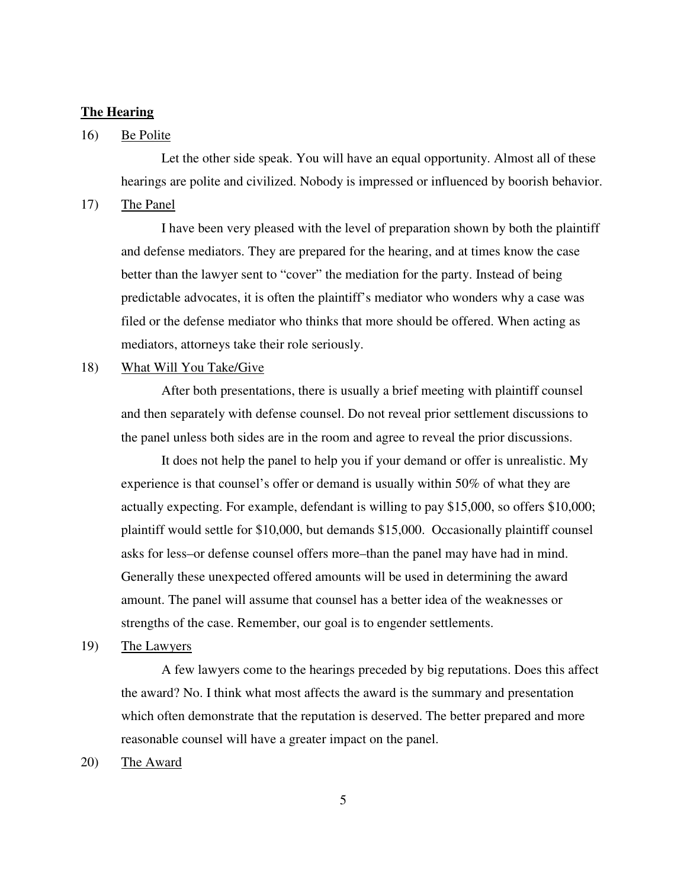**The Hearing**

16) <u>Be Polite</u>

Let the other side speak. You will have an equal opportunity. Almost all of these hearings are polite and civilized. Nobody is impressed or influenced by boorish behavior.

17) <u>The Panel</u>

I have been very pleased with the level of preparation shown by both the plaintiff and defense mediators. They are prepared for the hearing, and at times know the case better than the lawyer sent to "cover" the mediation for the party. Instead of being predictable advocates, it is often the plaintiff's mediator who wonders why a case was filed or the defense mediator who thinks that more should be offered. When acting as mediators, attorneys take their role seriously.

18) <u>What Will You Take/Give</u>

After both presentations, there is usually a brief meeting with plaintiff counsel and then separately with defense counsel. Do not reveal prior settlement discussions to the panel unless both sides are in the room and agree to reveal the prior discussions.

It does not help the panel to help you if your demand or offer is unrealistic. My experience is that counsel's offer or demand is usually within 50% of what they are actually expecting. For example, defendant is willing to pay $15,000, so offers $10,000; plaintiff would settle for $10,000, but demands $15,000. Occasionally plaintiff counsel asks for less–or defense counsel offers more–than the panel may have had in mind. Generally these unexpected offered amounts will be used in determining the award amount. The panel will assume that counsel has a better idea of the weaknesses or strengths of the case. Remember, our goal is to engender settlements.

19) <u>The Lawyers</u>

A few lawyers come to the hearings preceded by big reputations. Does this affect the award? No. I think what most affects the award is the summary and presentation which often demonstrate that the reputation is deserved. The better prepared and more reasonable counsel will have a greater impact on the panel.

20) <u>The Award</u>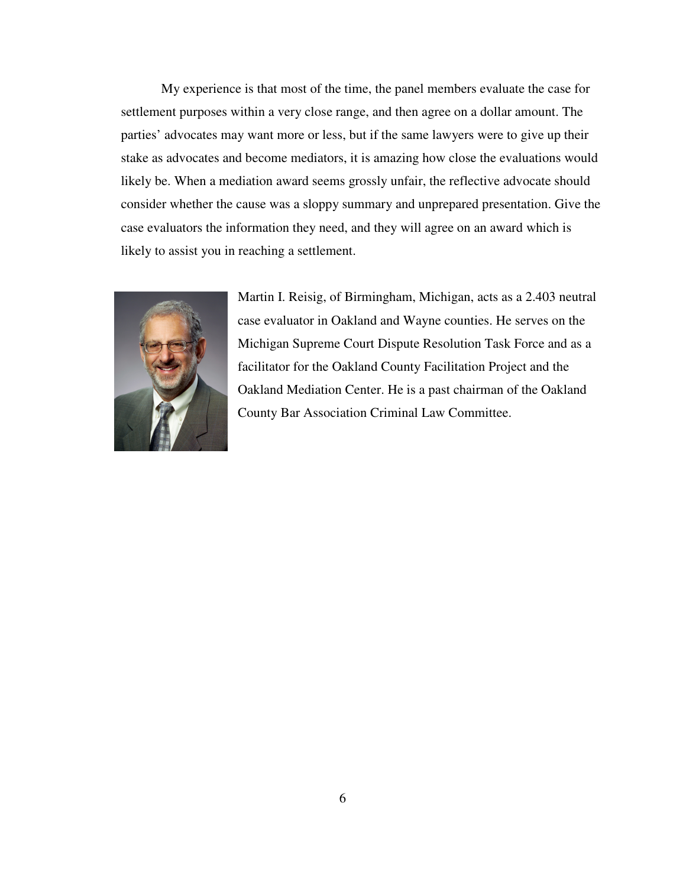My experience is that most of the time, the panel members evaluate the case for settlement purposes within a very close range, and then agree on a dollar amount. The parties' advocates may want more or less, but if the same lawyers were to give up their stake as advocates and become mediators, it is amazing how close the evaluations would likely be. When a mediation award seems grossly unfair, the reflective advocate should consider whether the cause was a sloppy summary and unprepared presentation. Give the case evaluators the information they need, and they will agree on an award which is likely to assist you in reaching a settlement.

Martin I. Reisig, of Birmingham, Michigan, acts as a 2.403 neutral case evaluator in Oakland and Wayne counties. He serves on the Michigan Supreme Court Dispute Resolution Task Force and as a facilitator for the Oakland County Facilitation Project and the Oakland Mediation Center. He is a past chairman of the Oakland County Bar Association Criminal Law Committee.